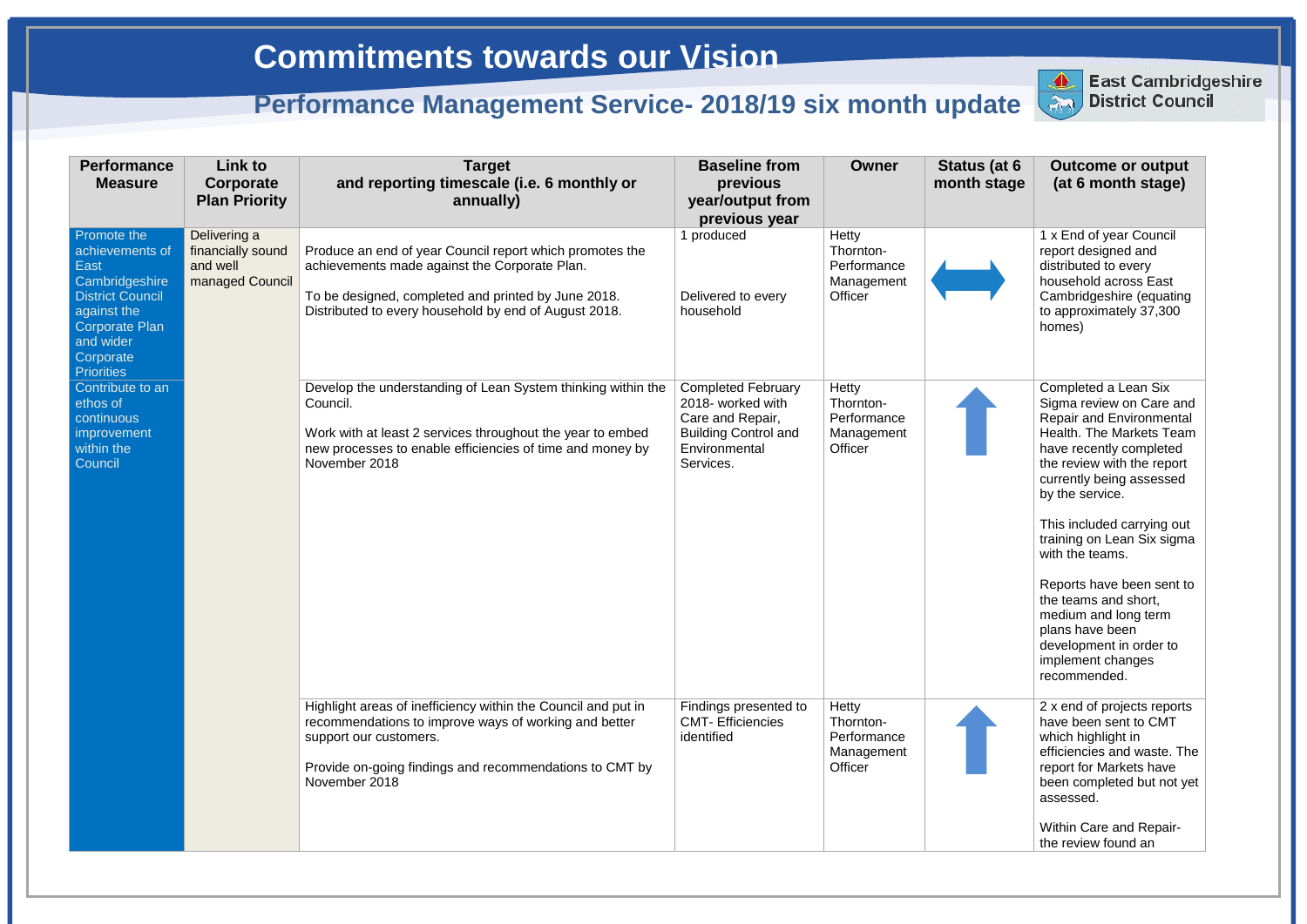# Commitments towards our Vision

## Performance Management Service- 2018/19 six month update

East Cambridgeshire District Council

| Performance Measure | Link to Corporate Plan Priority | Target and reporting timescale (i.e. 6 monthly or annually) | Baseline from previous year/output from previous year | Owner | Status (at 6 month stage) | Outcome or output (at 6 month stage) |
|---|---|---|---|---|---|---|
| Promote the achievements of East Cambridgeshire District Council against the Corporate Plan and wider Corporate Priorities | Delivering a financially sound and well managed Council | Produce an end of year Council report which promotes the achievements made against the Corporate Plan.<br><br>To be designed, completed and printed by June 2018. Distributed to every household by end of August 2018. | 1 produced<br><br>Delivered to every household | Hetty Thornton- Performance Management Officer | ⬌ | 1 x End of year Council report designed and distributed to every household across East Cambridgeshire (equating to approximately 37,300 homes) |
| Contribute to an ethos of continuous improvement within the Council | | Develop the understanding of Lean System thinking within the Council.<br><br>Work with at least 2 services throughout the year to embed new processes to enable efficiencies of time and money by November 2018 | Completed February 2018- worked with Care and Repair, Building Control and Environmental Services. | Hetty Thornton- Performance Management Officer | ⬆ | Completed a Lean Six Sigma review on Care and Repair and Environmental Health. The Markets Team have recently completed the review with the report currently being assessed by the service.<br><br>This included carrying out training on Lean Six sigma with the teams.<br><br>Reports have been sent to the teams and short, medium and long term plans have been development in order to implement changes recommended. |
| | | Highlight areas of inefficiency within the Council and put in recommendations to improve ways of working and better support our customers.<br><br>Provide on-going findings and recommendations to CMT by November 2018 | Findings presented to CMT- Efficiencies identified | Hetty Thornton- Performance Management Officer | ⬆ | 2 x end of projects reports have been sent to CMT which highlight in efficiencies and waste. The report for Markets have been completed but not yet assessed.<br><br>Within Care and Repair- the review found an |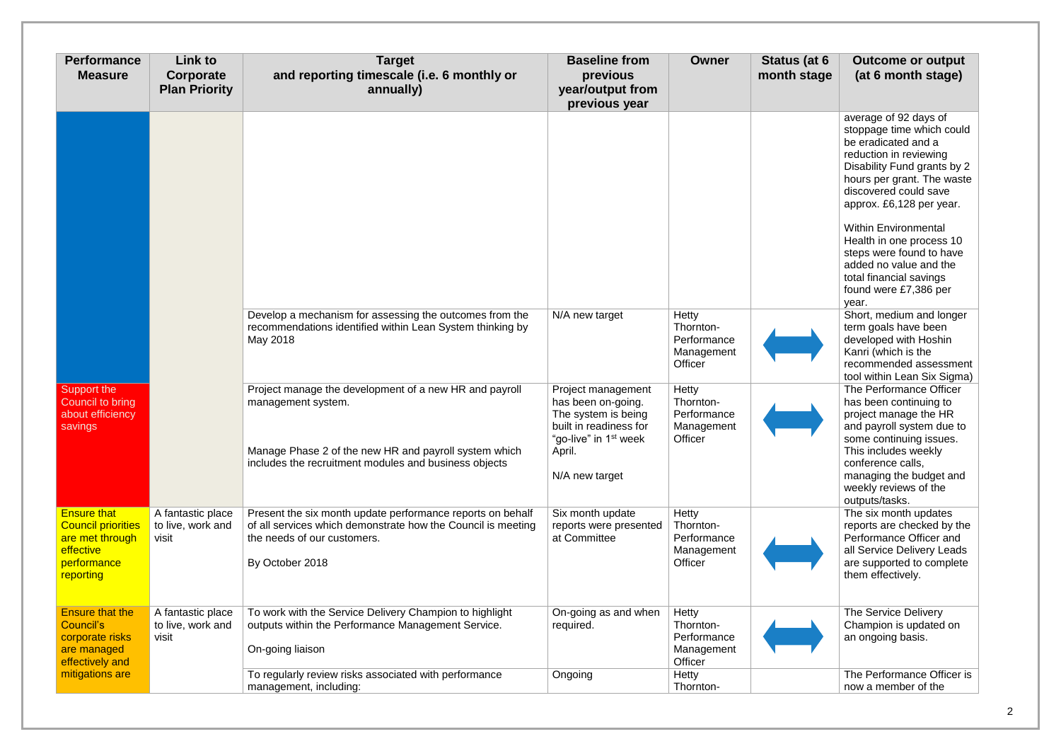| Performance Measure | Link to Corporate Plan Priority | Target and reporting timescale (i.e. 6 monthly or annually) | Baseline from previous year/output from previous year | Owner | Status (at 6 month stage) | Outcome or output (at 6 month stage) |
|---|---|---|---|---|---|---|
| | | | | | | average of 92 days of stoppage time which could be eradicated and a reduction in reviewing Disability Fund grants by 2 hours per grant. The waste discovered could save approx. £6,128 per year.<br><br>Within Environmental Health in one process 10 steps were found to have added no value and the total financial savings found were £7,386 per year. |
| | | Develop a mechanism for assessing the outcomes from the recommendations identified within Lean System thinking by May 2018 | N/A new target | Hetty Thornton-Performance Management Officer | ⟷ | Short, medium and longer term goals have been developed with Hoshin Kanri (which is the recommended assessment tool within Lean Six Sigma) |
| Support the Council to bring about efficiency savings | | Project manage the development of a new HR and payroll management system.<br><br>Manage Phase 2 of the new HR and payroll system which includes the recruitment modules and business objects | Project management has been on-going. The system is being built in readiness for "go-live" in 1st week April.<br><br>N/A new target | Hetty Thornton-Performance Management Officer | ⟷ | The Performance Officer has been continuing to project manage the HR and payroll system due to some continuing issues. This includes weekly conference calls, managing the budget and weekly reviews of the outputs/tasks. |
| Ensure that Council priorities are met through effective performance reporting | A fantastic place to live, work and visit | Present the six month update performance reports on behalf of all services which demonstrate how the Council is meeting the needs of our customers.<br><br>By October 2018 | Six month update reports were presented at Committee | Hetty Thornton-Performance Management Officer | ⟷ | The six month updates reports are checked by the Performance Officer and all Service Delivery Leads are supported to complete them effectively. |
| Ensure that the Council's corporate risks are managed effectively and mitigations are | A fantastic place to live, work and visit | To work with the Service Delivery Champion to highlight outputs within the Performance Management Service.<br><br>On-going liaison | On-going as and when required. | Hetty Thornton-Performance Management Officer | ⟷ | The Service Delivery Champion is updated on an ongoing basis. |
| | | To regularly review risks associated with performance management, including: | Ongoing | Hetty Thornton- | | The Performance Officer is now a member of the |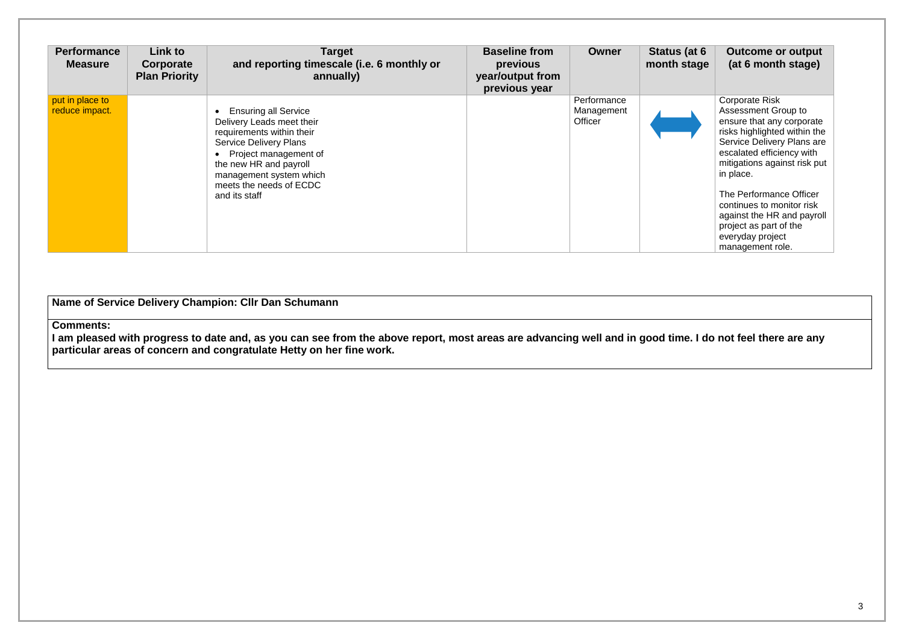| Performance Measure | Link to Corporate Plan Priority | Target and reporting timescale (i.e. 6 monthly or annually) | Baseline from previous year/output from previous year | Owner | Status (at 6 month stage | Outcome or output (at 6 month stage) |
|---|---|---|---|---|---|---|
| put in place to reduce impact. | | • Ensuring all Service Delivery Leads meet their requirements within their Service Delivery Plans<br>• Project management of the new HR and payroll management system which meets the needs of ECDC and its staff | | Performance Management Officer | ⬌ | Corporate Risk Assessment Group to ensure that any corporate risks highlighted within the Service Delivery Plans are escalated efficiency with mitigations against risk put in place.<br><br>The Performance Officer continues to monitor risk against the HR and payroll project as part of the everyday project management role. |

**Name of Service Delivery Champion: Cllr Dan Schumann**

**Comments:**

**I am pleased with progress to date and, as you can see from the above report, most areas are advancing well and in good time. I do not feel there are any particular areas of concern and congratulate Hetty on her fine work.**